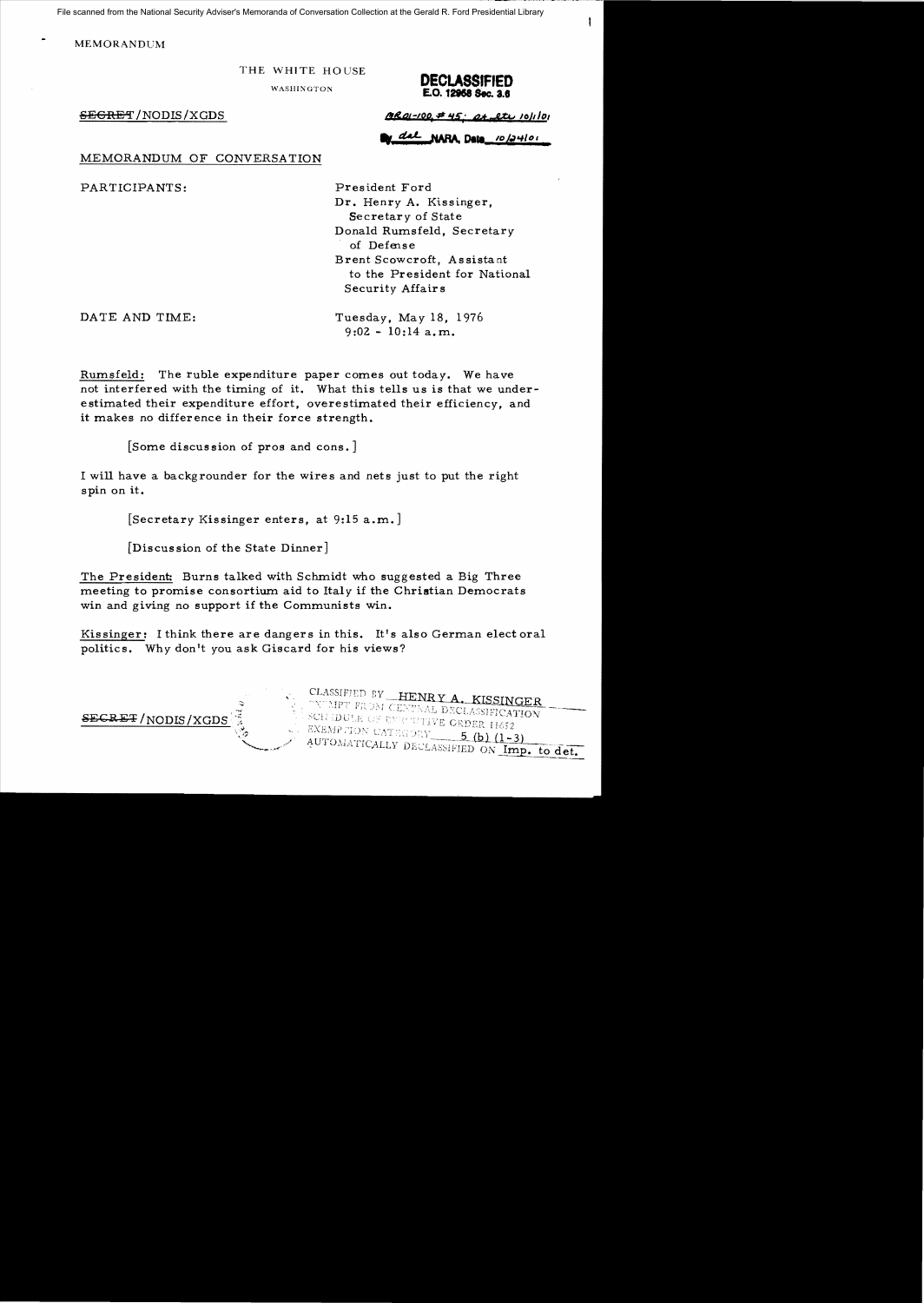File scanned from the National Security Adviser's Memoranda of Conversation Collection at the Gerald R. Ford Presidential Library

MEMORANDUM

THE WHITE HOUSE

WASHINGTON

**DECLASSIFIED**
**E.O. 12958 Sec. 3.6**

~~SECRET~~/NODIS/XGDS

MR 01-100, #45; st ltr 10/1/01

By dal NARA, Date 10/24/01

MEMORANDUM OF CONVERSATION

PARTICIPANTS:

President Ford
Dr. Henry A. Kissinger, Secretary of State
Donald Rumsfeld, Secretary of Defense
Brent Scowcroft, Assistant to the President for National Security Affairs

DATE AND TIME:

Tuesday, May 18, 1976
9:02 - 10:14 a.m.

Rumsfeld: The ruble expenditure paper comes out today. We have not interfered with the timing of it. What this tells us is that we underestimated their expenditure effort, overestimated their efficiency, and it makes no difference in their force strength.

[Some discussion of pros and cons.]

I will have a backgrounder for the wires and nets just to put the right spin on it.

[Secretary Kissinger enters, at 9:15 a.m.]

[Discussion of the State Dinner]

The President: Burns talked with Schmidt who suggested a Big Three meeting to promise consortium aid to Italy if the Christian Democrats win and giving no support if the Communists win.

Kissinger: I think there are dangers in this. It's also German electoral politics. Why don't you ask Giscard for his views?

~~SECRET~~/NODIS/XGDS

CLASSIFIED BY HENRY A. KISSINGER
EXEMPT FROM GENERAL DECLASSIFICATION
SCHEDULE OF EXECUTIVE ORDER 11652
EXEMPTION CATEGORY 5 (b) (1-3)
AUTOMATICALLY DECLASSIFIED ON Imp. to det.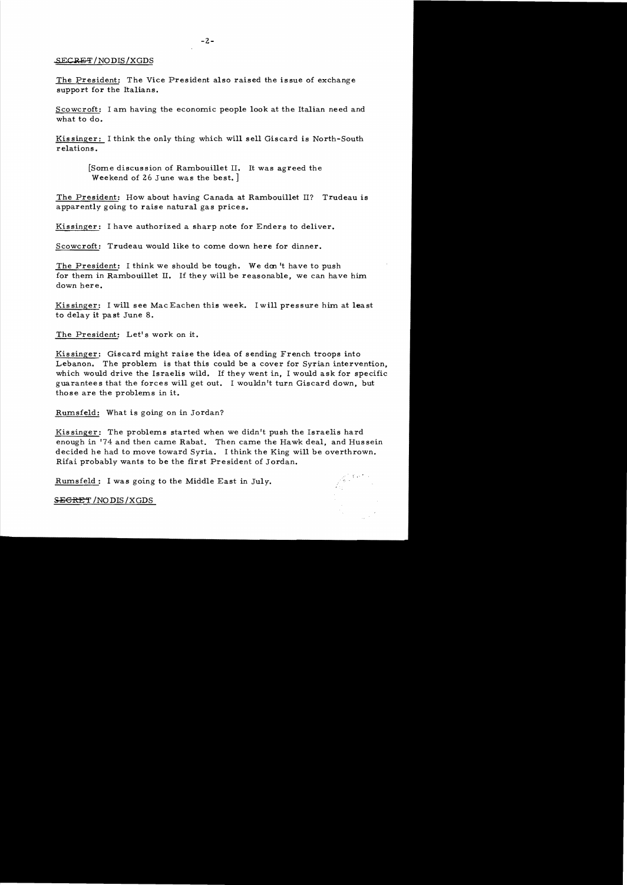SECRET/NODIS/XGDS

The President: The Vice President also raised the issue of exchange support for the Italians.

Scowcroft: I am having the economic people look at the Italian need and what to do.

Kissinger: I think the only thing which will sell Giscard is North-South relations.

[Some discussion of Rambouillet II. It was agreed the Weekend of 26 June was the best.]

The President: How about having Canada at Rambouillet II? Trudeau is apparently going to raise natural gas prices.

Kissinger: I have authorized a sharp note for Enders to deliver.

Scowcroft: Trudeau would like to come down here for dinner.

The President: I think we should be tough. We don't have to push for them in Rambouillet II. If they will be reasonable, we can have him down here.

Kissinger: I will see MacEachen this week. I will pressure him at least to delay it past June 8.

The President: Let's work on it.

Kissinger: Giscard might raise the idea of sending French troops into Lebanon. The problem is that this could be a cover for Syrian intervention, which would drive the Israelis wild. If they went in, I would ask for specific guarantees that the forces will get out. I wouldn't turn Giscard down, but those are the problems in it.

Rumsfeld: What is going on in Jordan?

Kissinger: The problems started when we didn't push the Israelis hard enough in '74 and then came Rabat. Then came the Hawk deal, and Hussein decided he had to move toward Syria. I think the King will be overthrown. Rifai probably wants to be the first President of Jordan.

Rumsfeld: I was going to the Middle East in July.

SECRET/NODIS/XGDS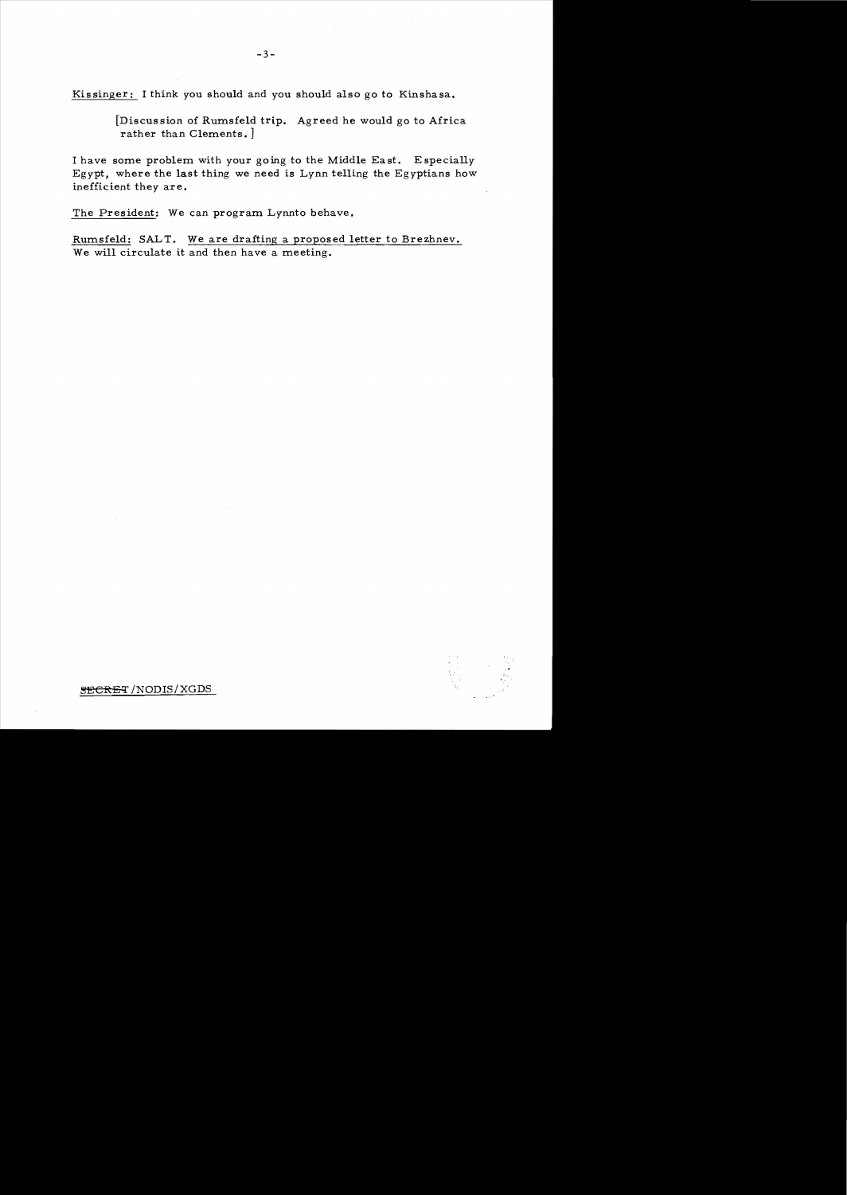Kissinger: I think you should and you should also go to Kinshasa.

[Discussion of Rumsfeld trip. Agreed he would go to Africa rather than Clements.]

I have some problem with your going to the Middle East. Especially Egypt, where the last thing we need is Lynn telling the Egyptians how inefficient they are.

The President: We can program Lynnto behave.

Rumsfeld: SALT. We are drafting a proposed letter to Brezhnev. We will circulate it and then have a meeting.

~~SECRET~~ /NODIS/XGDS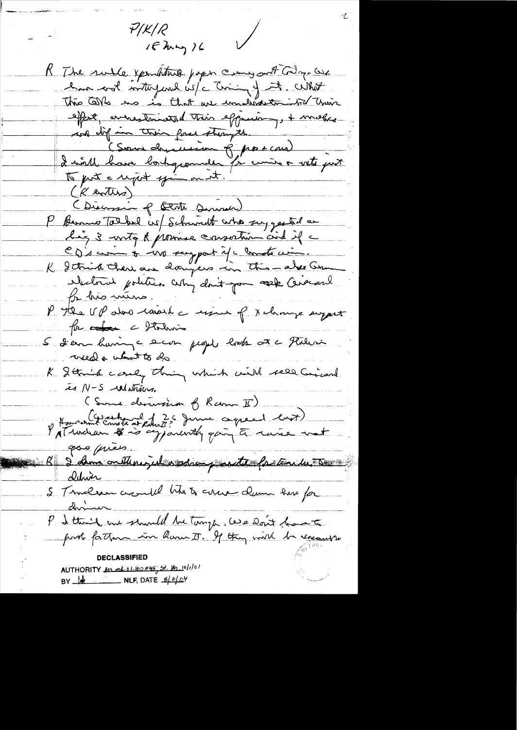P/K/R
18 May 76

R The whole expenditure paper coming out today. We have not interfered w/ the timing of it. What this tells us is that we underestimated their effort, overestimated their efficiency, + makes no dif in their force strength.

(Some discussion of pros + cons)

I will have background for review + vote just to put a report you on it.

(K enters)

(Discussion of State Dinner)

P Bernie talked w/ Schmidt who suggested a big 3 mtg + promise consortium and if the CD's win + no support if the Comts win.

K I think there are dangers in this – also German electoral politics. Why don't you ask Giscard for his views.

P The VP also raised the issue of exchange support for the Italians

S I am having the econ people look at the Italian need + what to do

K I think the only thing which will sell Giscard is N-S relations.

(Some discussion of Ramb II)

P Trudeau is apparently going to raise meat gas prices. [How about Greenland + Canada at Ramb II? 26 June agreed last]

R I have authorized a ... for Trudeau ... dinner

S Trudeau would like to come down here for dinner

P I think we should be tough. We don't have to push further in Ramb II. If they will be recommen...

DECLASSIFIED
AUTHORITY per mr 01-100 #45; St. Ltr 10/1/01
BY [initials] NLF, DATE 8/2/04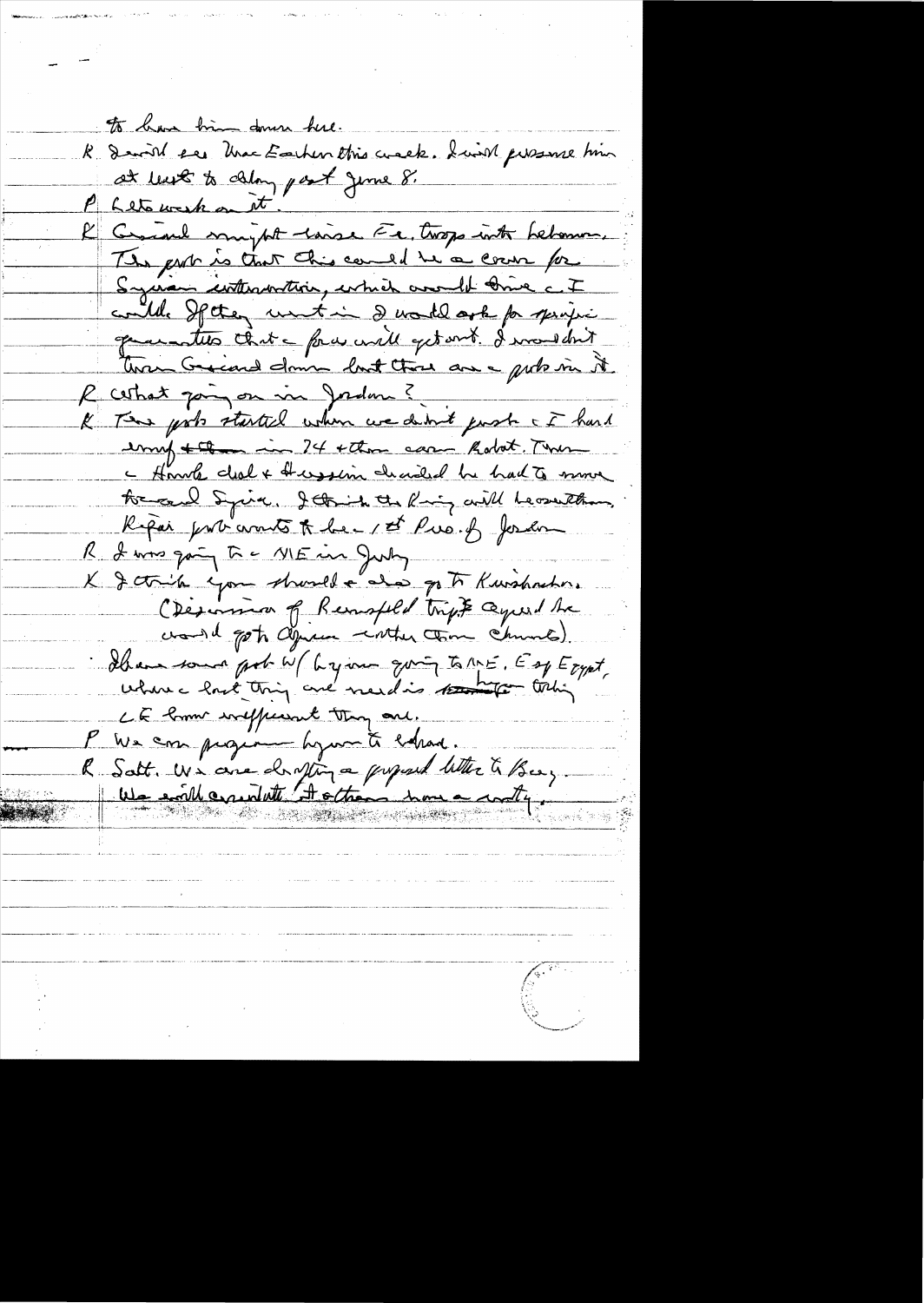to have him down here.

K I will see MacEachen this week. I will pressure him at least to delay past June 8.

P Let's work on it.

K Giscard might raise Fr. troops into Lebanon. The prob is that this could be a cover for Syrian intervention, which would drive Is. I would, if they want in, I would ask for specific guarantees that the Fr. will get out. I wouldn't turn Giscard down but there are probs in it.

R What going on in Jordan?

K The prob started when we didn't push the Hawk sale through in 74 & then came Rabat. Then the Hawk deal & Hussein decided he had to move toward Syria. I think the King will be o.k. then. Rifai prob wants to be 1st Pres. of Jordan.

R I was going to the ME in July.

K I think you should also go to Kuwait.

(Discussion of Rumsfeld trip & agreed he would go to Africa – other than Church).

I have some prob w/ Rumsfeld going to ME. Esp Egypt, where the last thing we need is more talking & how inefficient they are.

P We can program him to Israel.

R Salt. We are drafting a proposed letter to Brez. We will consult It & others to have a unity.